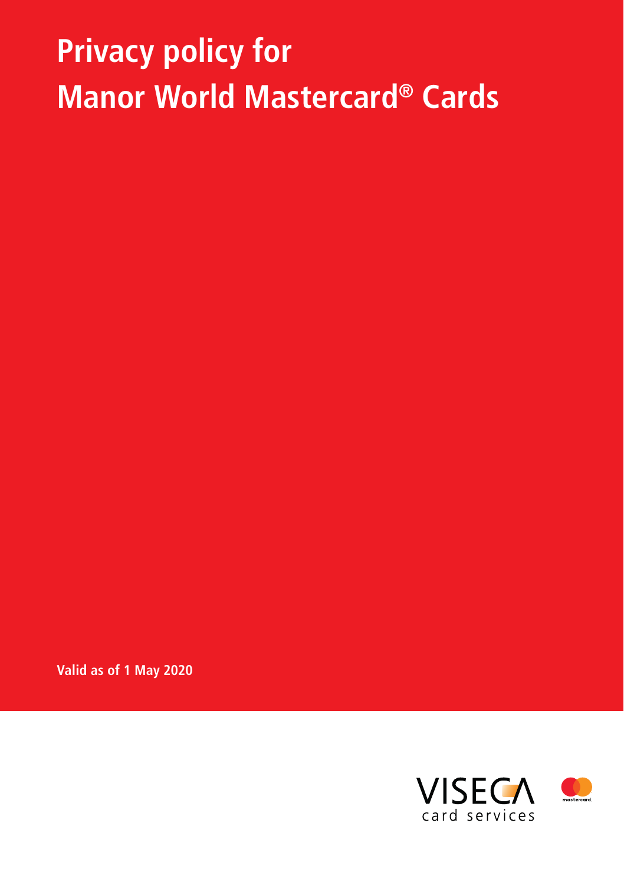# Privacy policy for Manor World Mastercard® Cards

Valid as of 1 May 2020

VISECA card services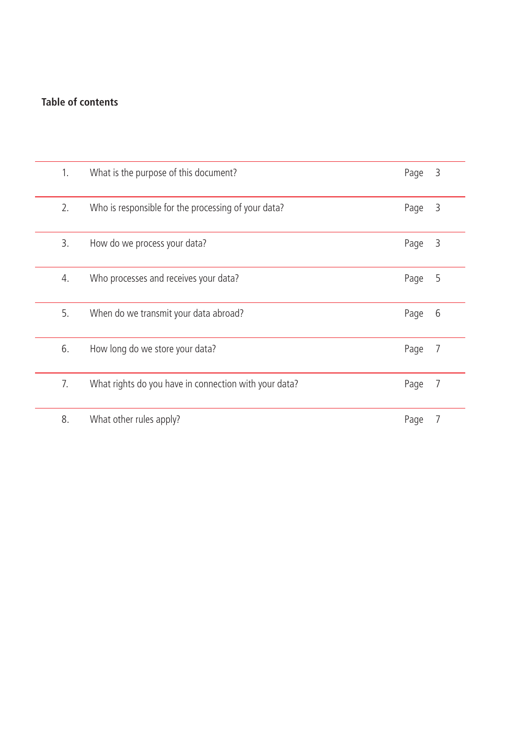**Table of contents**

| | | | |
|---|---|---|---|
| 1. | What is the purpose of this document? | Page | 3 |
| 2. | Who is responsible for the processing of your data? | Page | 3 |
| 3. | How do we process your data? | Page | 3 |
| 4. | Who processes and receives your data? | Page | 5 |
| 5. | When do we transmit your data abroad? | Page | 6 |
| 6. | How long do we store your data? | Page | 7 |
| 7. | What rights do you have in connection with your data? | Page | 7 |
| 8. | What other rules apply? | Page | 7 |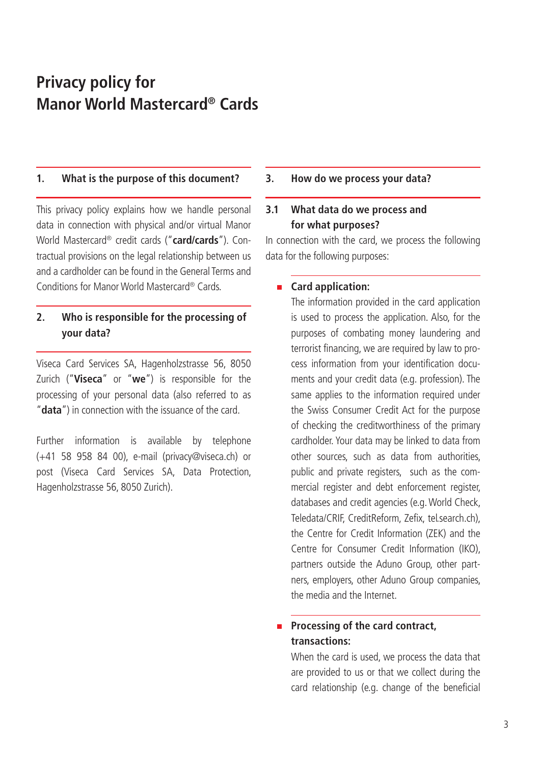# Privacy policy for Manor World Mastercard® Cards

## 1. What is the purpose of this document?

This privacy policy explains how we handle personal data in connection with physical and/or virtual Manor World Mastercard® credit cards ("**card/cards**"). Contractual provisions on the legal relationship between us and a cardholder can be found in the General Terms and Conditions for Manor World Mastercard® Cards.

## 2. Who is responsible for the processing of your data?

Viseca Card Services SA, Hagenholzstrasse 56, 8050 Zurich ("**Viseca**" or "**we**") is responsible for the processing of your personal data (also referred to as "**data**") in connection with the issuance of the card.

Further information is available by telephone (+41 58 958 84 00), e-mail (privacy@viseca.ch) or post (Viseca Card Services SA, Data Protection, Hagenholzstrasse 56, 8050 Zurich).

## 3. How do we process your data?

### 3.1 What data do we process and for what purposes?

In connection with the card, we process the following data for the following purposes:

- **Card application:**
  The information provided in the card application is used to process the application. Also, for the purposes of combating money laundering and terrorist financing, we are required by law to process information from your identification documents and your credit data (e.g. profession). The same applies to the information required under the Swiss Consumer Credit Act for the purpose of checking the creditworthiness of the primary cardholder. Your data may be linked to data from other sources, such as data from authorities, public and private registers, such as the commercial register and debt enforcement register, databases and credit agencies (e.g. World Check, Teledata/CRIF, CreditReform, Zefix, tel.search.ch), the Centre for Credit Information (ZEK) and the Centre for Consumer Credit Information (IKO), partners outside the Aduno Group, other partners, employers, other Aduno Group companies, the media and the Internet.

- **Processing of the card contract, transactions:**
  When the card is used, we process the data that are provided to us or that we collect during the card relationship (e.g. change of the beneficial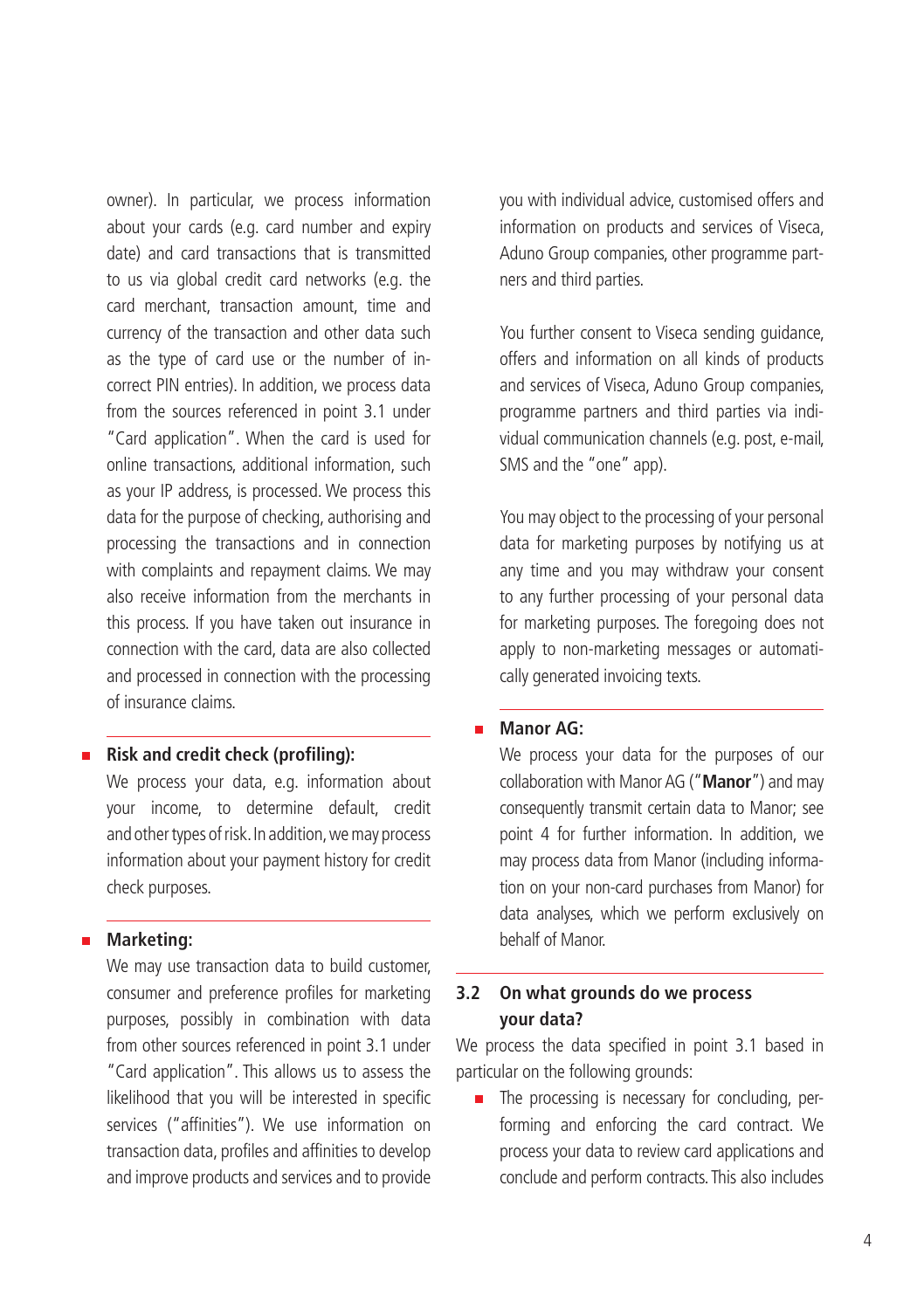owner). In particular, we process information about your cards (e.g. card number and expiry date) and card transactions that is transmitted to us via global credit card networks (e.g. the card merchant, transaction amount, time and currency of the transaction and other data such as the type of card use or the number of incorrect PIN entries). In addition, we process data from the sources referenced in point 3.1 under "Card application". When the card is used for online transactions, additional information, such as your IP address, is processed. We process this data for the purpose of checking, authorising and processing the transactions and in connection with complaints and repayment claims. We may also receive information from the merchants in this process. If you have taken out insurance in connection with the card, data are also collected and processed in connection with the processing of insurance claims.

- **Risk and credit check (profiling):**
  We process your data, e.g. information about your income, to determine default, credit and other types of risk. In addition, we may process information about your payment history for credit check purposes.

- **Marketing:**
  We may use transaction data to build customer, consumer and preference profiles for marketing purposes, possibly in combination with data from other sources referenced in point 3.1 under "Card application". This allows us to assess the likelihood that you will be interested in specific services ("affinities"). We use information on transaction data, profiles and affinities to develop and improve products and services and to provide you with individual advice, customised offers and information on products and services of Viseca, Aduno Group companies, other programme partners and third parties.

  You further consent to Viseca sending guidance, offers and information on all kinds of products and services of Viseca, Aduno Group companies, programme partners and third parties via individual communication channels (e.g. post, e-mail, SMS and the "one" app).

  You may object to the processing of your personal data for marketing purposes by notifying us at any time and you may withdraw your consent to any further processing of your personal data for marketing purposes. The foregoing does not apply to non-marketing messages or automatically generated invoicing texts.

- **Manor AG:**
  We process your data for the purposes of our collaboration with Manor AG ("**Manor**") and may consequently transmit certain data to Manor; see point 4 for further information. In addition, we may process data from Manor (including information on your non-card purchases from Manor) for data analyses, which we perform exclusively on behalf of Manor.

## 3.2 On what grounds do we process your data?

We process the data specified in point 3.1 based in particular on the following grounds:

- The processing is necessary for concluding, performing and enforcing the card contract. We process your data to review card applications and conclude and perform contracts. This also includes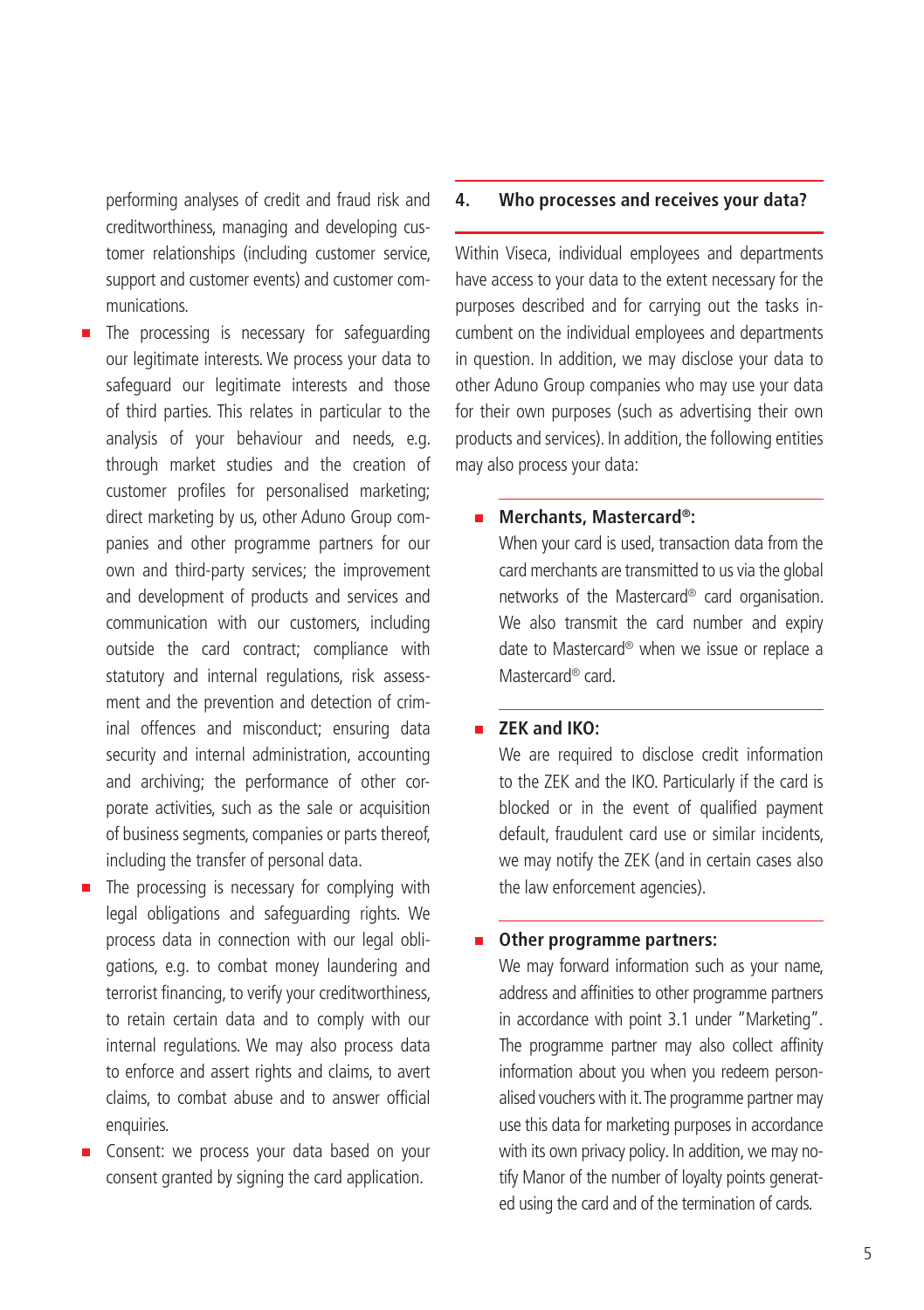performing analyses of credit and fraud risk and creditworthiness, managing and developing customer relationships (including customer service, support and customer events) and customer communications.

- The processing is necessary for safeguarding our legitimate interests. We process your data to safeguard our legitimate interests and those of third parties. This relates in particular to the analysis of your behaviour and needs, e.g. through market studies and the creation of customer profiles for personalised marketing; direct marketing by us, other Aduno Group companies and other programme partners for our own and third-party services; the improvement and development of products and services and communication with our customers, including outside the card contract; compliance with statutory and internal regulations, risk assessment and the prevention and detection of criminal offences and misconduct; ensuring data security and internal administration, accounting and archiving; the performance of other corporate activities, such as the sale or acquisition of business segments, companies or parts thereof, including the transfer of personal data.
- The processing is necessary for complying with legal obligations and safeguarding rights. We process data in connection with our legal obligations, e.g. to combat money laundering and terrorist financing, to verify your creditworthiness, to retain certain data and to comply with our internal regulations. We may also process data to enforce and assert rights and claims, to avert claims, to combat abuse and to answer official enquiries.
- Consent: we process your data based on your consent granted by signing the card application.

## 4. Who processes and receives your data?

Within Viseca, individual employees and departments have access to your data to the extent necessary for the purposes described and for carrying out the tasks incumbent on the individual employees and departments in question. In addition, we may disclose your data to other Aduno Group companies who may use your data for their own purposes (such as advertising their own products and services). In addition, the following entities may also process your data:

- **Merchants, Mastercard®:**
  When your card is used, transaction data from the card merchants are transmitted to us via the global networks of the Mastercard® card organisation. We also transmit the card number and expiry date to Mastercard® when we issue or replace a Mastercard® card.

- **ZEK and IKO:**
  We are required to disclose credit information to the ZEK and the IKO. Particularly if the card is blocked or in the event of qualified payment default, fraudulent card use or similar incidents, we may notify the ZEK (and in certain cases also the law enforcement agencies).

- **Other programme partners:**
  We may forward information such as your name, address and affinities to other programme partners in accordance with point 3.1 under "Marketing". The programme partner may also collect affinity information about you when you redeem personalised vouchers with it. The programme partner may use this data for marketing purposes in accordance with its own privacy policy. In addition, we may notify Manor of the number of loyalty points generated using the card and of the termination of cards.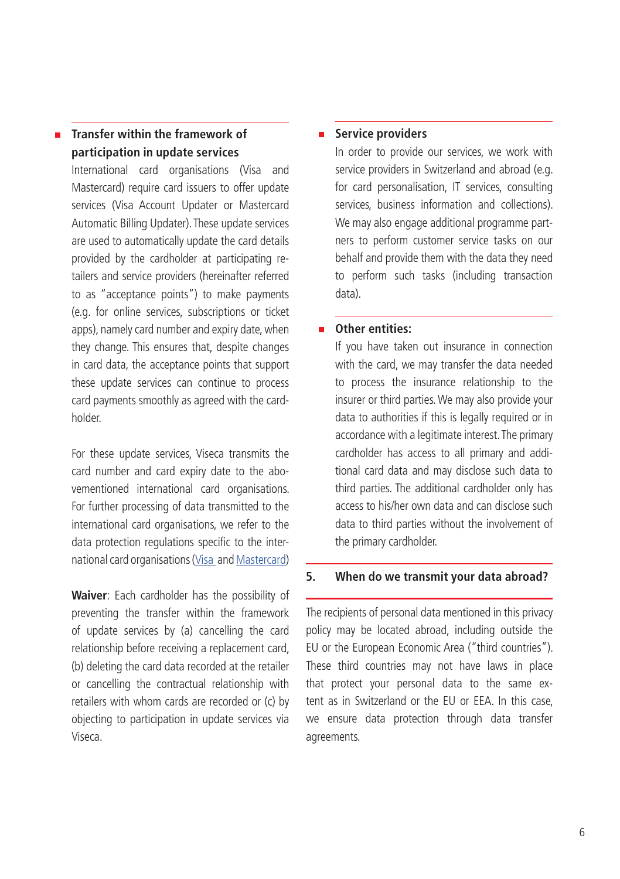- **Transfer within the framework of participation in update services**

  International card organisations (Visa and Mastercard) require card issuers to offer update services (Visa Account Updater or Mastercard Automatic Billing Updater). These update services are used to automatically update the card details provided by the cardholder at participating retailers and service providers (hereinafter referred to as "acceptance points") to make payments (e.g. for online services, subscriptions or ticket apps), namely card number and expiry date, when they change. This ensures that, despite changes in card data, the acceptance points that support these update services can continue to process card payments smoothly as agreed with the cardholder.

  For these update services, Viseca transmits the card number and card expiry date to the abovementioned international card organisations. For further processing of data transmitted to the international card organisations, we refer to the data protection regulations specific to the international card organisations (Visa and Mastercard)

  **Waiver**: Each cardholder has the possibility of preventing the transfer within the framework of update services by (a) cancelling the card relationship before receiving a replacement card, (b) deleting the card data recorded at the retailer or cancelling the contractual relationship with retailers with whom cards are recorded or (c) by objecting to participation in update services via Viseca.

- **Service providers**

  In order to provide our services, we work with service providers in Switzerland and abroad (e.g. for card personalisation, IT services, consulting services, business information and collections). We may also engage additional programme partners to perform customer service tasks on our behalf and provide them with the data they need to perform such tasks (including transaction data).

- **Other entities:**

  If you have taken out insurance in connection with the card, we may transfer the data needed to process the insurance relationship to the insurer or third parties. We may also provide your data to authorities if this is legally required or in accordance with a legitimate interest. The primary cardholder has access to all primary and additional card data and may disclose such data to third parties. The additional cardholder only has access to his/her own data and can disclose such data to third parties without the involvement of the primary cardholder.

## 5. When do we transmit your data abroad?

The recipients of personal data mentioned in this privacy policy may be located abroad, including outside the EU or the European Economic Area ("third countries"). These third countries may not have laws in place that protect your personal data to the same extent as in Switzerland or the EU or EEA. In this case, we ensure data protection through data transfer agreements.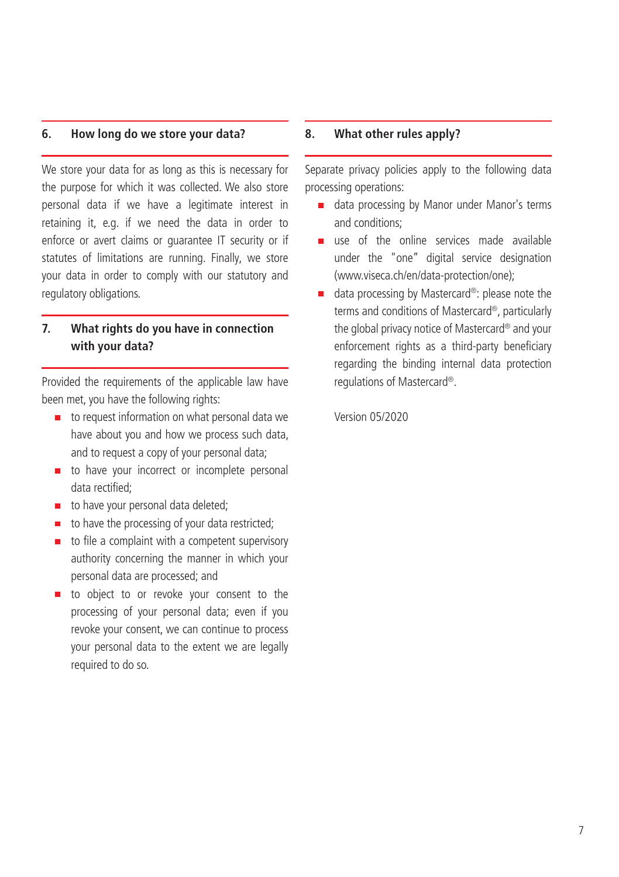## 6. How long do we store your data?

We store your data for as long as this is necessary for the purpose for which it was collected. We also store personal data if we have a legitimate interest in retaining it, e.g. if we need the data in order to enforce or avert claims or guarantee IT security or if statutes of limitations are running. Finally, we store your data in order to comply with our statutory and regulatory obligations.

## 7. What rights do you have in connection with your data?

Provided the requirements of the applicable law have been met, you have the following rights:

- to request information on what personal data we have about you and how we process such data, and to request a copy of your personal data;
- to have your incorrect or incomplete personal data rectified;
- to have your personal data deleted;
- to have the processing of your data restricted;
- to file a complaint with a competent supervisory authority concerning the manner in which your personal data are processed; and
- to object to or revoke your consent to the processing of your personal data; even if you revoke your consent, we can continue to process your personal data to the extent we are legally required to do so.

## 8. What other rules apply?

Separate privacy policies apply to the following data processing operations:

- data processing by Manor under Manor's terms and conditions;
- use of the online services made available under the "one" digital service designation (www.viseca.ch/en/data-protection/one);
- data processing by Mastercard®: please note the terms and conditions of Mastercard®, particularly the global privacy notice of Mastercard® and your enforcement rights as a third-party beneficiary regarding the binding internal data protection regulations of Mastercard®.

Version 05/2020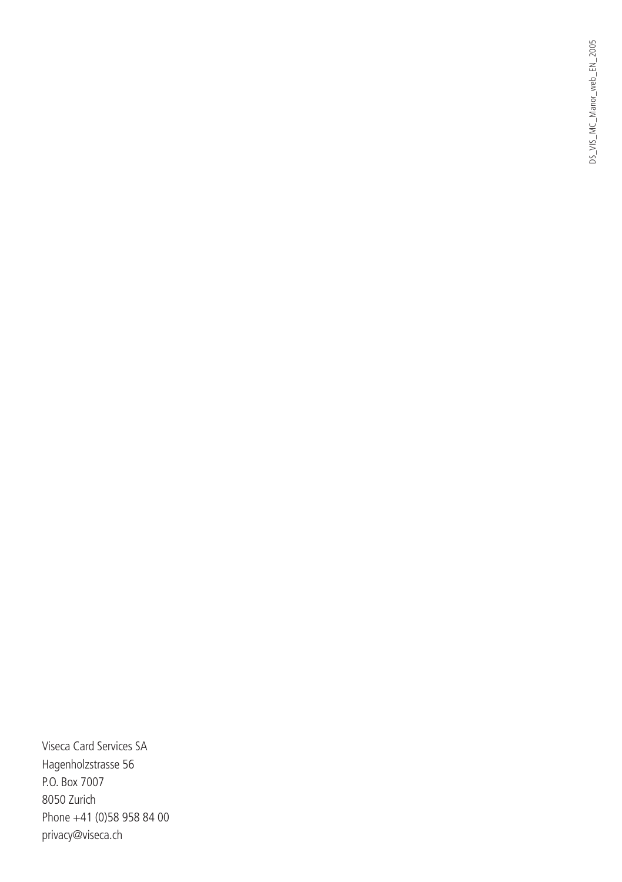Viseca Card Services SA
Hagenholzstrasse 56
P.O. Box 7007
8050 Zurich
Phone +41 (0)58 958 84 00
privacy@viseca.ch

DS_VIS_MC_Manor_web_EN_2005